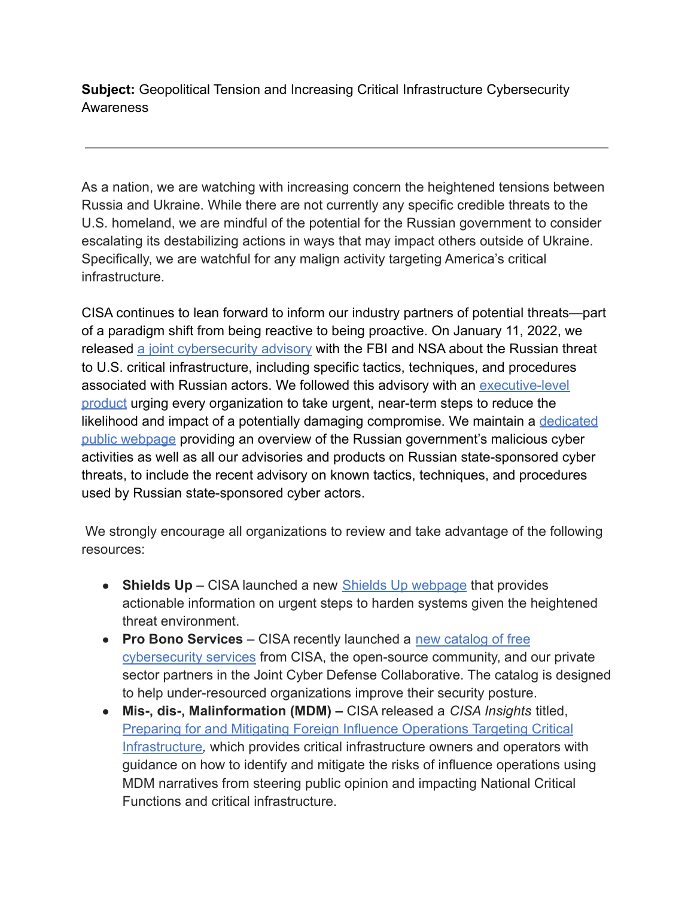**Subject:** Geopolitical Tension and Increasing Critical Infrastructure Cybersecurity Awareness

---

As a nation, we are watching with increasing concern the heightened tensions between Russia and Ukraine. While there are not currently any specific credible threats to the U.S. homeland, we are mindful of the potential for the Russian government to consider escalating its destabilizing actions in ways that may impact others outside of Ukraine. Specifically, we are watchful for any malign activity targeting America's critical infrastructure.

CISA continues to lean forward to inform our industry partners of potential threats—part of a paradigm shift from being reactive to being proactive. On January 11, 2022, we released a joint cybersecurity advisory with the FBI and NSA about the Russian threat to U.S. critical infrastructure, including specific tactics, techniques, and procedures associated with Russian actors. We followed this advisory with an executive-level product urging every organization to take urgent, near-term steps to reduce the likelihood and impact of a potentially damaging compromise. We maintain a dedicated public webpage providing an overview of the Russian government's malicious cyber activities as well as all our advisories and products on Russian state-sponsored cyber threats, to include the recent advisory on known tactics, techniques, and procedures used by Russian state-sponsored cyber actors.

We strongly encourage all organizations to review and take advantage of the following resources:

- **Shields Up** – CISA launched a new Shields Up webpage that provides actionable information on urgent steps to harden systems given the heightened threat environment.
- **Pro Bono Services** – CISA recently launched a new catalog of free cybersecurity services from CISA, the open-source community, and our private sector partners in the Joint Cyber Defense Collaborative. The catalog is designed to help under-resourced organizations improve their security posture.
- **Mis-, dis-, Malinformation (MDM) –** CISA released a *CISA Insights* titled, Preparing for and Mitigating Foreign Influence Operations Targeting Critical Infrastructure*,* which provides critical infrastructure owners and operators with guidance on how to identify and mitigate the risks of influence operations using MDM narratives from steering public opinion and impacting National Critical Functions and critical infrastructure.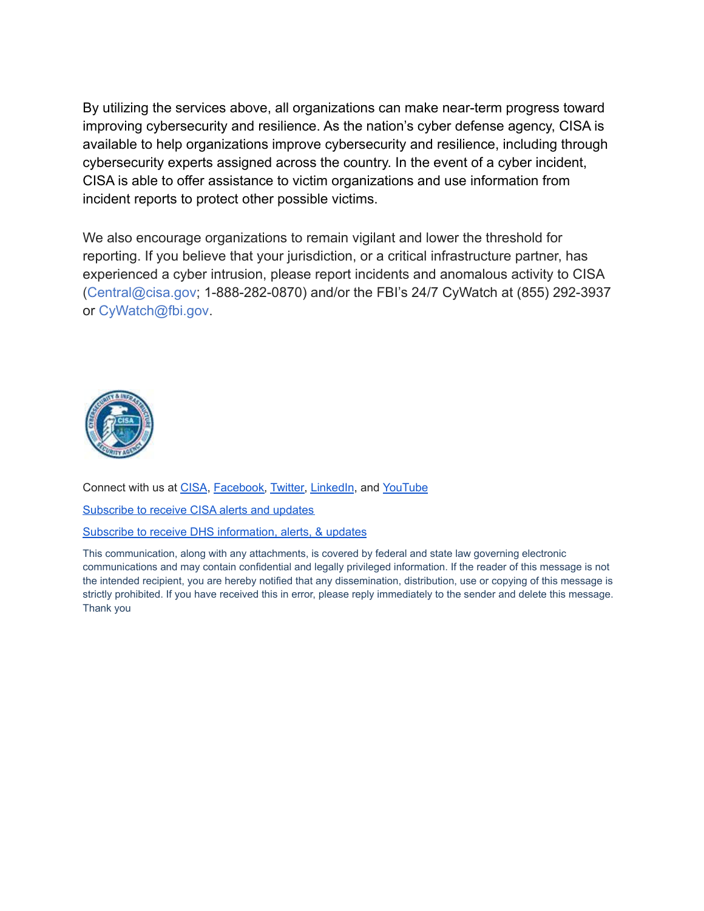By utilizing the services above, all organizations can make near-term progress toward improving cybersecurity and resilience. As the nation's cyber defense agency, CISA is available to help organizations improve cybersecurity and resilience, including through cybersecurity experts assigned across the country. In the event of a cyber incident, CISA is able to offer assistance to victim organizations and use information from incident reports to protect other possible victims.

We also encourage organizations to remain vigilant and lower the threshold for reporting. If you believe that your jurisdiction, or a critical infrastructure partner, has experienced a cyber intrusion, please report incidents and anomalous activity to CISA (Central@cisa.gov; 1-888-282-0870) and/or the FBI's 24/7 CyWatch at (855) 292-3937 or CyWatch@fbi.gov.

Connect with us at CISA, Facebook, Twitter, LinkedIn, and YouTube

Subscribe to receive CISA alerts and updates

Subscribe to receive DHS information, alerts, & updates

This communication, along with any attachments, is covered by federal and state law governing electronic communications and may contain confidential and legally privileged information. If the reader of this message is not the intended recipient, you are hereby notified that any dissemination, distribution, use or copying of this message is strictly prohibited. If you have received this in error, please reply immediately to the sender and delete this message. Thank you